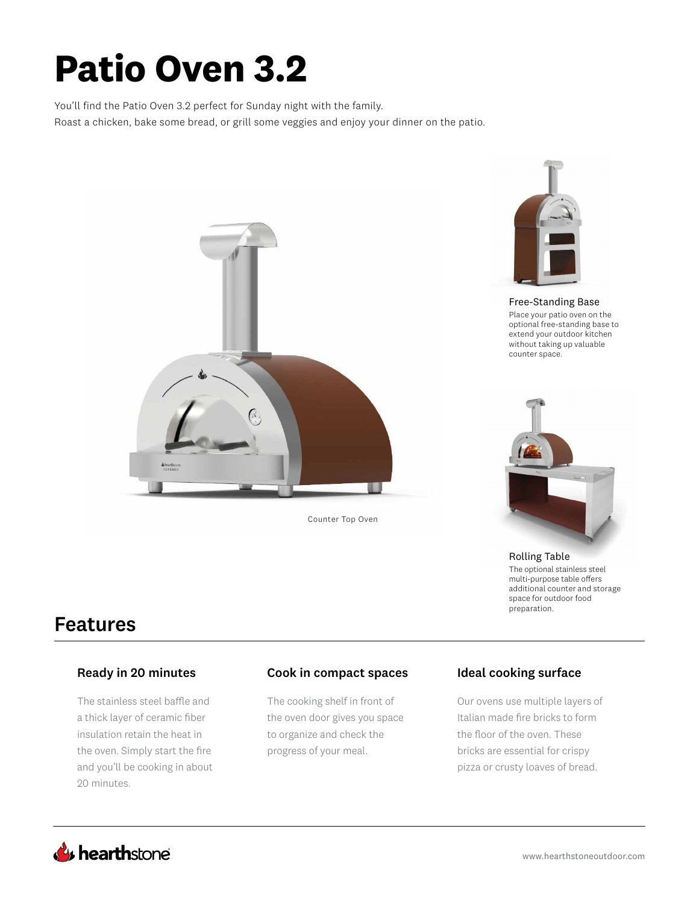# Patio Oven 3.2

You'll find the Patio Oven 3.2 perfect for Sunday night with the family.
Roast a chicken, bake some bread, or grill some veggies and enjoy your dinner on the patio.

Counter Top Oven

**Free-Standing Base**

Place your patio oven on the optional free-standing base to extend your outdoor kitchen without taking up valuable counter space.

**Rolling Table**

The optional stainless steel multi-purpose table offers additional counter and storage space for outdoor food preparation.

## Features

### Ready in 20 minutes

The stainless steel baffle and a thick layer of ceramic fiber insulation retain the heat in the oven. Simply start the fire and you'll be cooking in about 20 minutes.

### Cook in compact spaces

The cooking shelf in front of the oven door gives you space to organize and check the progress of your meal.

### Ideal cooking surface

Our ovens use multiple layers of Italian made fire bricks to form the floor of the oven. These bricks are essential for crispy pizza or crusty loaves of bread.

hearthstone

www.hearthstoneoutdoor.com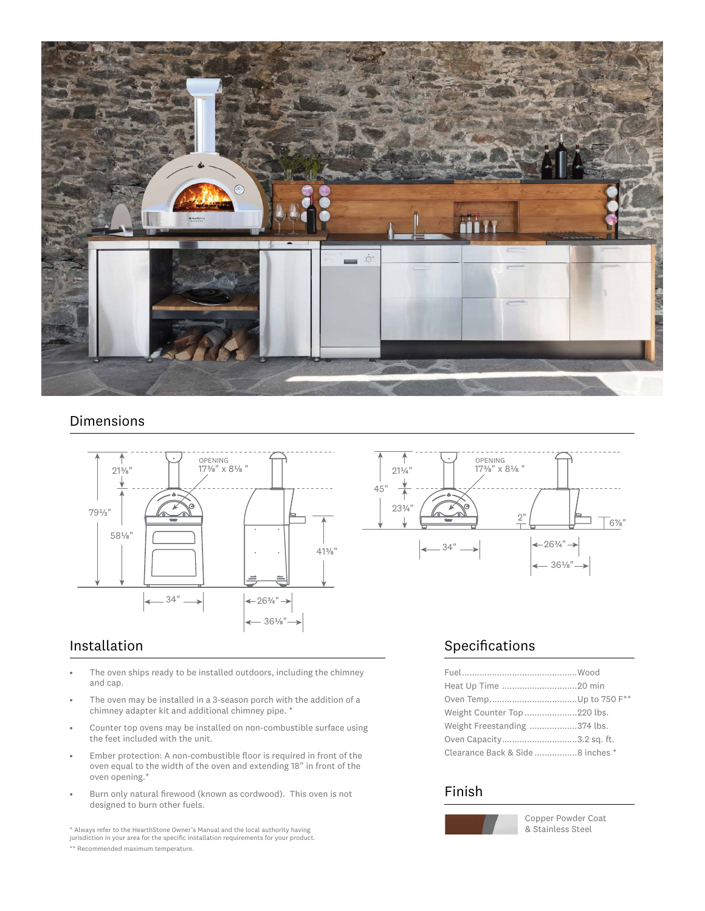## Dimensions

## Installation

- The oven ships ready to be installed outdoors, including the chimney and cap.
- The oven may be installed in a 3-season porch with the addition of a chimney adapter kit and additional chimney pipe. *
- Counter top ovens may be installed on non-combustible surface using the feet included with the unit.
- Ember protection: A non-combustible floor is required in front of the oven equal to the width of the oven and extending 18" in front of the oven opening.*
- Burn only natural firewood (known as cordwood). This oven is not designed to burn other fuels.

* Always refer to the HearthStone Owner's Manual and the local authority having jurisdiction in your area for the specific installation requirements for your product.

** Recommended maximum temperature.

## Specifications

| | |
|---|---|
| Fuel | Wood |
| Heat Up Time | 20 min |
| Oven Temp | Up to 750 F** |
| Weight Counter Top | 220 lbs. |
| Weight Freestanding | 374 lbs. |
| Oven Capacity | 3.2 sq. ft. |
| Clearance Back & Side | 8 inches * |

## Finish

Copper Powder Coat & Stainless Steel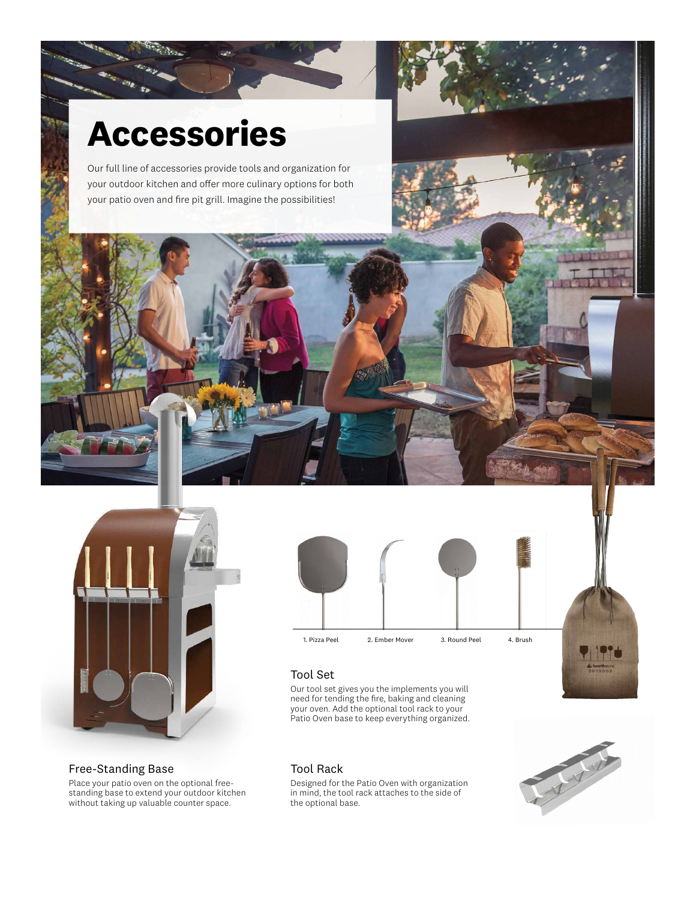# Accessories

Our full line of accessories provide tools and organization for your outdoor kitchen and offer more culinary options for both your patio oven and fire pit grill. Imagine the possibilities!

1. Pizza Peel
2. Ember Mover
3. Round Peel
4. Brush

## Tool Set

Our tool set gives you the implements you will need for tending the fire, baking and cleaning your oven. Add the optional tool rack to your Patio Oven base to keep everything organized.

## Free-Standing Base

Place your patio oven on the optional free-standing base to extend your outdoor kitchen without taking up valuable counter space.

## Tool Rack

Designed for the Patio Oven with organization in mind, the tool rack attaches to the side of the optional base.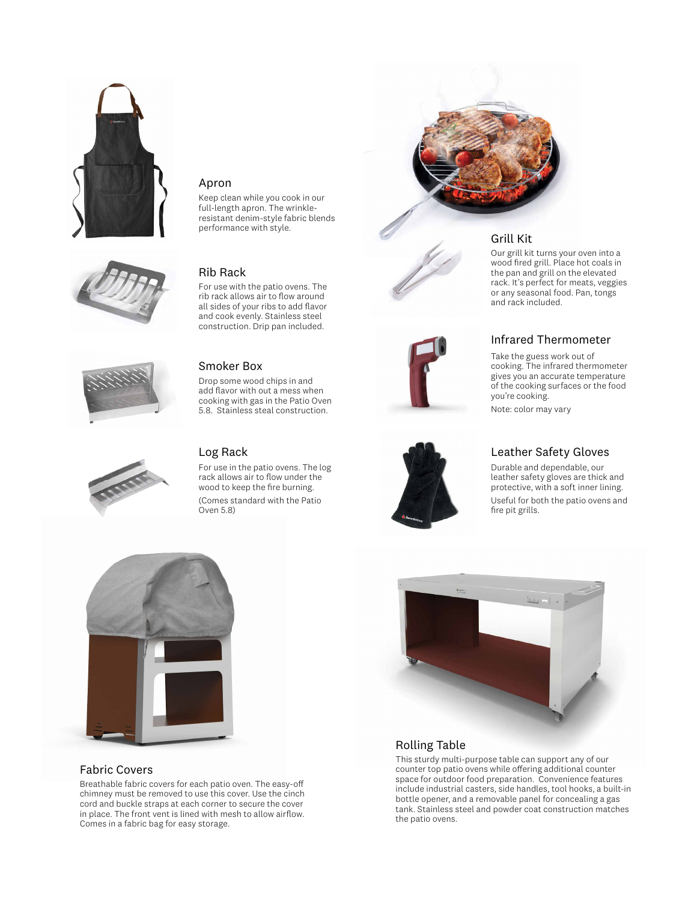## Apron

Keep clean while you cook in our full-length apron. The wrinkle-resistant denim-style fabric blends performance with style.

## Rib Rack

For use with the patio ovens. The rib rack allows air to flow around all sides of your ribs to add flavor and cook evenly. Stainless steel construction. Drip pan included.

## Smoker Box

Drop some wood chips in and add flavor with out a mess when cooking with gas in the Patio Oven 5.8. Stainless steal construction.

## Log Rack

For use in the patio ovens. The log rack allows air to flow under the wood to keep the fire burning.

(Comes standard with the Patio Oven 5.8)

## Grill Kit

Our grill kit turns your oven into a wood fired grill. Place hot coals in the pan and grill on the elevated rack. It's perfect for meats, veggies or any seasonal food. Pan, tongs and rack included.

## Infrared Thermometer

Take the guess work out of cooking. The infrared thermometer gives you an accurate temperature of the cooking surfaces or the food you're cooking.

Note: color may vary

## Leather Safety Gloves

Durable and dependable, our leather safety gloves are thick and protective, with a soft inner lining.

Useful for both the patio ovens and fire pit grills.

## Fabric Covers

Breathable fabric covers for each patio oven. The easy-off chimney must be removed to use this cover. Use the cinch cord and buckle straps at each corner to secure the cover in place. The front vent is lined with mesh to allow airflow. Comes in a fabric bag for easy storage.

## Rolling Table

This sturdy multi-purpose table can support any of our counter top patio ovens while offering additional counter space for outdoor food preparation. Convenience features include industrial casters, side handles, tool hooks, a built-in bottle opener, and a removable panel for concealing a gas tank. Stainless steel and powder coat construction matches the patio ovens.